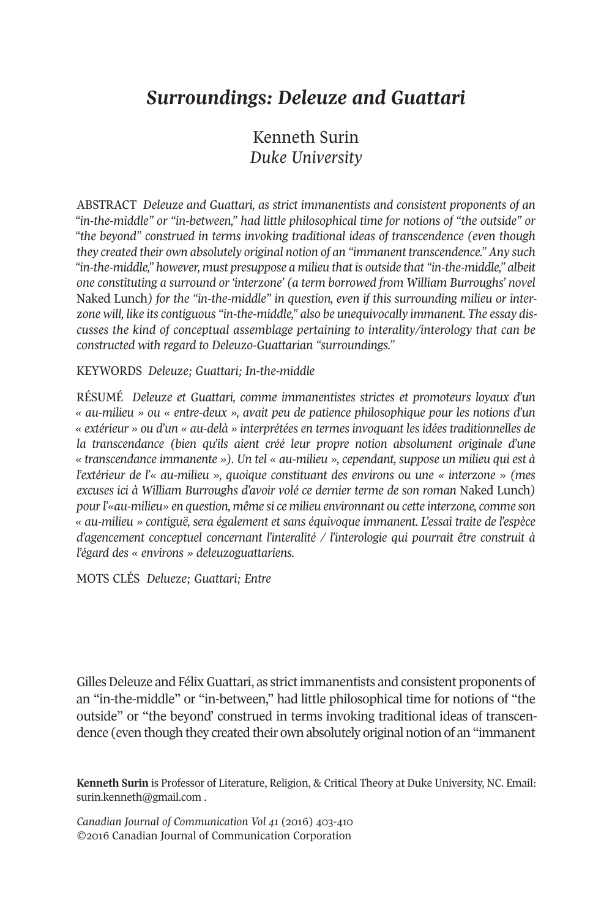# *Surroundings: Deleuze and Guattari*

Kenneth Surin
*Duke University*

ABSTRACT *Deleuze and Guattari, as strict immanentists and consistent proponents of an "in-the-middle" or "in-between," had little philosophical time for notions of "the outside" or "the beyond" construed in terms invoking traditional ideas of transcendence (even though they created their own absolutely original notion of an "immanent transcendence." Any such "in-the-middle," however, must presuppose a milieu that is outside that "in-the-middle," albeit one constituting a surround or 'interzone' (a term borrowed from William Burroughs' novel* Naked Lunch*) for the "in-the-middle" in question, even if this surrounding milieu or interzone will, like its contiguous "in-the-middle," also be unequivocally immanent. The essay discusses the kind of conceptual assemblage pertaining to interality/interology that can be constructed with regard to Deleuzo-Guattarian "surroundings."*

KEYWORDS *Deleuze; Guattari; In-the-middle*

RÉSUMÉ *Deleuze et Guattari, comme immanentistes strictes et promoteurs loyaux d'un « au-milieu » ou « entre-deux », avait peu de patience philosophique pour les notions d'un « extérieur » ou d'un « au-delà » interprétées en termes invoquant les idées traditionnelles de la transcendance (bien qu'ils aient créé leur propre notion absolument originale d'une « transcendance immanente »). Un tel « au-milieu », cependant, suppose un milieu qui est à l'extérieur de l'« au-milieu », quoique constituant des environs ou une « interzone » (mes excuses ici à William Burroughs d'avoir volé ce dernier terme de son roman* Naked Lunch*) pour l'«au-milieu» en question, même si ce milieu environnant ou cette interzone, comme son « au-milieu » contiguë, sera également et sans équivoque immanent. L'essai traite de l'espèce d'agencement conceptuel concernant l'interalité / l'interologie qui pourrait être construit à l'égard des « environs » deleuzoguattariens.*

MOTS CLÉS *Delueze; Guattari; Entre*

Gilles Deleuze and Félix Guattari, as strict immanentists and consistent proponents of an "in-the-middle" or "in-between," had little philosophical time for notions of "the outside" or "the beyond' construed in terms invoking traditional ideas of transcendence (even though they created their own absolutely original notion of an "immanent

**Kenneth Surin** is Professor of Literature, Religion, & Critical Theory at Duke University, NC. Email: surin.kenneth@gmail.com .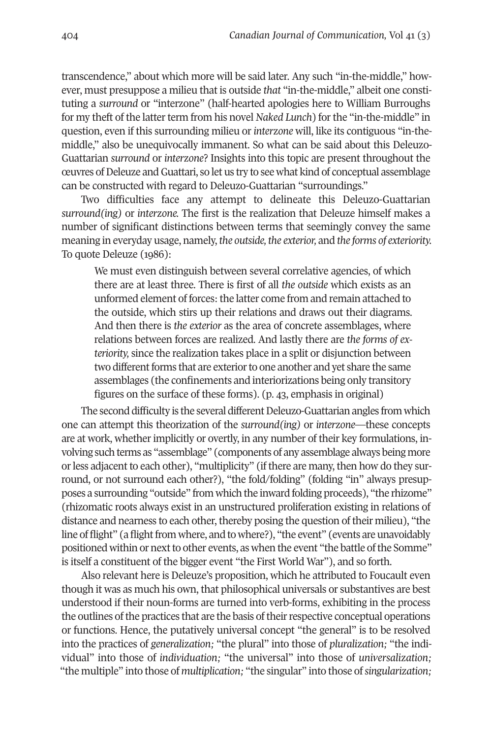transcendence," about which more will be said later. Any such "in-the-middle," however, must presuppose a milieu that is outside *that* "in-the-middle," albeit one constituting a *surround* or "interzone" (half-hearted apologies here to William Burroughs for my theft of the latter term from his novel *Naked Lunch*) for the "in-the-middle" in question, even if this surrounding milieu or *interzone* will, like its contiguous "in-the-middle," also be unequivocally immanent. So what can be said about this Deleuzo-Guattarian *surround* or *interzone*? Insights into this topic are present throughout the œuvres of Deleuze and Guattari, so let us try to see what kind of conceptual assemblage can be constructed with regard to Deleuzo-Guattarian "surroundings."

Two difficulties face any attempt to delineate this Deleuzo-Guattarian *surround(ing)* or *interzone.* The first is the realization that Deleuze himself makes a number of significant distinctions between terms that seemingly convey the same meaning in everyday usage, namely, *the outside, the exterior,* and *the forms of exteriority.* To quote Deleuze (1986):

> We must even distinguish between several correlative agencies, of which there are at least three. There is first of all *the outside* which exists as an unformed element of forces: the latter come from and remain attached to the outside, which stirs up their relations and draws out their diagrams. And then there is *the exterior* as the area of concrete assemblages, where relations between forces are realized. And lastly there are *the forms of exteriority,* since the realization takes place in a split or disjunction between two different forms that are exterior to one another and yet share the same assemblages (the confinements and interiorizations being only transitory figures on the surface of these forms). (p. 43, emphasis in original)

The second difficulty is the several different Deleuzo-Guattarian angles from which one can attempt this theorization of the *surround(ing)* or *interzone*—these concepts are at work, whether implicitly or overtly, in any number of their key formulations, involving such terms as "assemblage" (components of any assemblage always being more or less adjacent to each other), "multiplicity" (if there are many, then how do they surround, or not surround each other?), "the fold/folding" (folding "in" always presupposes a surrounding "outside" from which the inward folding proceeds), "the rhizome" (rhizomatic roots always exist in an unstructured proliferation existing in relations of distance and nearness to each other, thereby posing the question of their milieu), "the line of flight" (a flight from where, and to where?), "the event" (events are unavoidably positioned within or next to other events, as when the event "the battle of the Somme" is itself a constituent of the bigger event "the First World War"), and so forth.

Also relevant here is Deleuze's proposition, which he attributed to Foucault even though it was as much his own, that philosophical universals or substantives are best understood if their noun-forms are turned into verb-forms, exhibiting in the process the outlines of the practices that are the basis of their respective conceptual operations or functions. Hence, the putatively universal concept "the general" is to be resolved into the practices of *generalization;* "the plural" into those of *pluralization;* "the individual" into those of *individuation;* "the universal" into those of *universalization;* "the multiple" into those of *multiplication;* "the singular" into those of *singularization;*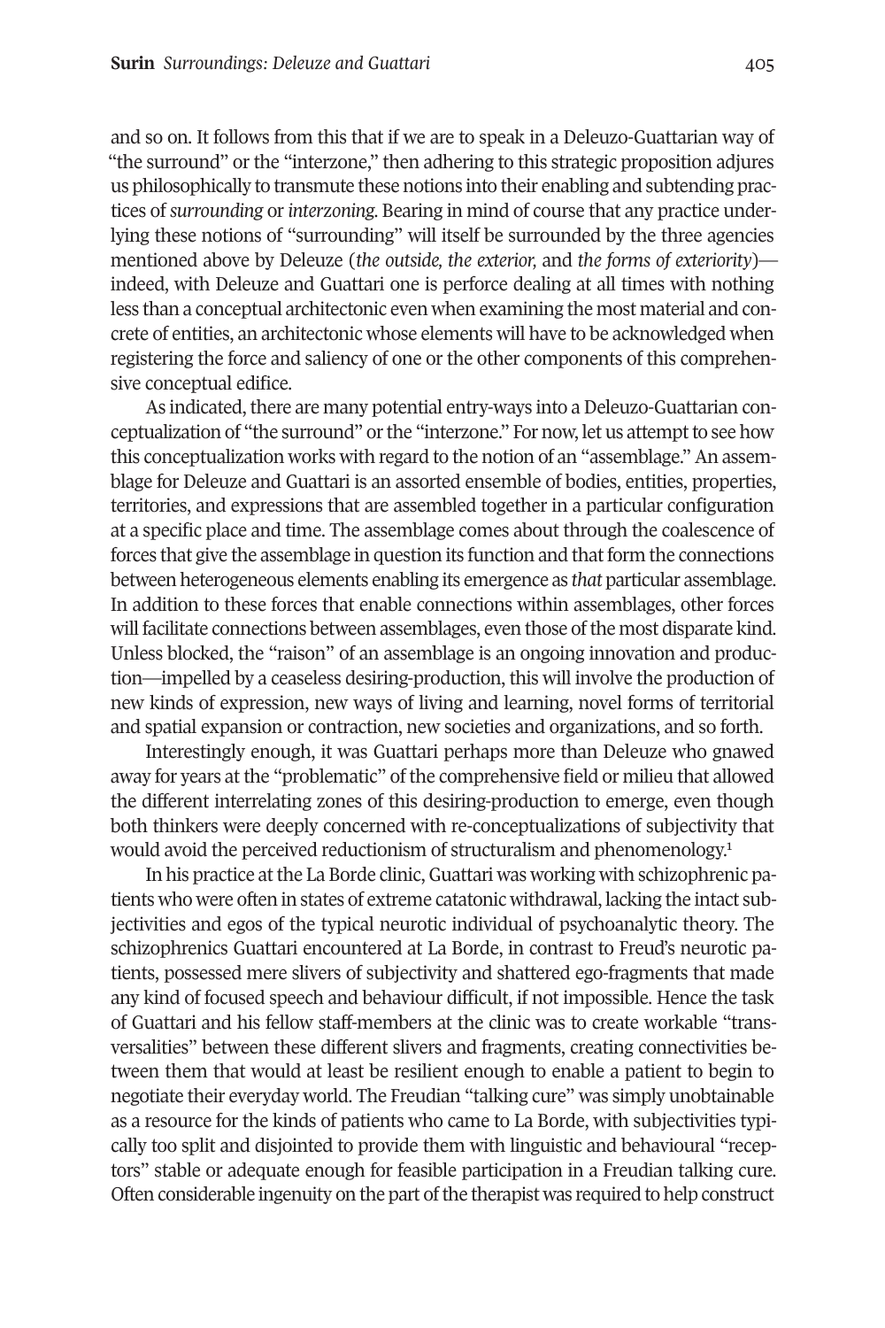and so on. It follows from this that if we are to speak in a Deleuzo-Guattarian way of "the surround" or the "interzone," then adhering to this strategic proposition adjures us philosophically to transmute these notions into their enabling and subtending practices of *surrounding* or *interzoning*. Bearing in mind of course that any practice underlying these notions of "surrounding" will itself be surrounded by the three agencies mentioned above by Deleuze (*the outside, the exterior,* and *the forms of exteriority*)—indeed, with Deleuze and Guattari one is perforce dealing at all times with nothing less than a conceptual architectonic even when examining the most material and concrete of entities, an architectonic whose elements will have to be acknowledged when registering the force and saliency of one or the other components of this comprehensive conceptual edifice.

As indicated, there are many potential entry-ways into a Deleuzo-Guattarian conceptualization of "the surround" or the "interzone." For now, let us attempt to see how this conceptualization works with regard to the notion of an "assemblage." An assemblage for Deleuze and Guattari is an assorted ensemble of bodies, entities, properties, territories, and expressions that are assembled together in a particular configuration at a specific place and time. The assemblage comes about through the coalescence of forces that give the assemblage in question its function and that form the connections between heterogeneous elements enabling its emergence as *that* particular assemblage. In addition to these forces that enable connections within assemblages, other forces will facilitate connections between assemblages, even those of the most disparate kind. Unless blocked, the "raison" of an assemblage is an ongoing innovation and production—impelled by a ceaseless desiring-production, this will involve the production of new kinds of expression, new ways of living and learning, novel forms of territorial and spatial expansion or contraction, new societies and organizations, and so forth.

Interestingly enough, it was Guattari perhaps more than Deleuze who gnawed away for years at the "problematic" of the comprehensive field or milieu that allowed the different interrelating zones of this desiring-production to emerge, even though both thinkers were deeply concerned with re-conceptualizations of subjectivity that would avoid the perceived reductionism of structuralism and phenomenology.[1]

In his practice at the La Borde clinic, Guattari was working with schizophrenic patients who were often in states of extreme catatonic withdrawal, lacking the intact subjectivities and egos of the typical neurotic individual of psychoanalytic theory. The schizophrenics Guattari encountered at La Borde, in contrast to Freud's neurotic patients, possessed mere slivers of subjectivity and shattered ego-fragments that made any kind of focused speech and behaviour difficult, if not impossible. Hence the task of Guattari and his fellow staff-members at the clinic was to create workable "transversalities" between these different slivers and fragments, creating connectivities between them that would at least be resilient enough to enable a patient to begin to negotiate their everyday world. The Freudian "talking cure" was simply unobtainable as a resource for the kinds of patients who came to La Borde, with subjectivities typically too split and disjointed to provide them with linguistic and behavioural "receptors" stable or adequate enough for feasible participation in a Freudian talking cure. Often considerable ingenuity on the part of the therapist was required to help construct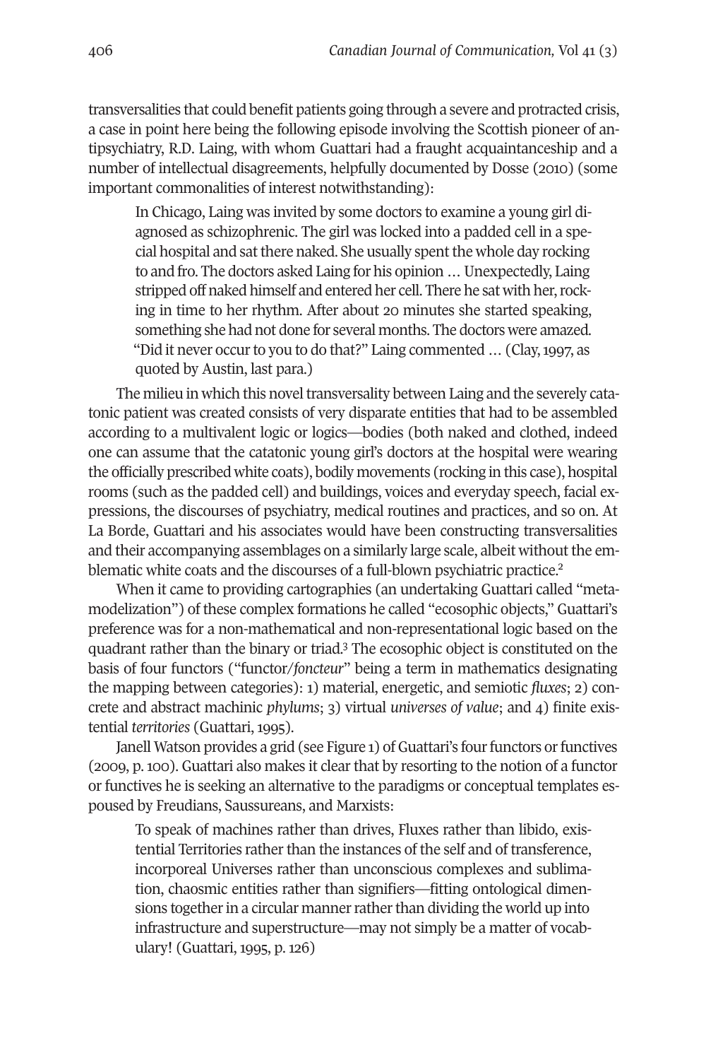transversalities that could benefit patients going through a severe and protracted crisis, a case in point here being the following episode involving the Scottish pioneer of antipsychiatry, R.D. Laing, with whom Guattari had a fraught acquaintanceship and a number of intellectual disagreements, helpfully documented by Dosse (2010) (some important commonalities of interest notwithstanding):

> In Chicago, Laing was invited by some doctors to examine a young girl diagnosed as schizophrenic. The girl was locked into a padded cell in a special hospital and sat there naked. She usually spent the whole day rocking to and fro. The doctors asked Laing for his opinion … Unexpectedly, Laing stripped off naked himself and entered her cell. There he sat with her, rocking in time to her rhythm. After about 20 minutes she started speaking, something she had not done for several months. The doctors were amazed. "Did it never occur to you to do that?" Laing commented … (Clay, 1997, as quoted by Austin, last para.)

The milieu in which this novel transversality between Laing and the severely catatonic patient was created consists of very disparate entities that had to be assembled according to a multivalent logic or logics—bodies (both naked and clothed, indeed one can assume that the catatonic young girl's doctors at the hospital were wearing the officially prescribed white coats), bodily movements (rocking in this case), hospital rooms (such as the padded cell) and buildings, voices and everyday speech, facial expressions, the discourses of psychiatry, medical routines and practices, and so on. At La Borde, Guattari and his associates would have been constructing transversalities and their accompanying assemblages on a similarly large scale, albeit without the emblematic white coats and the discourses of a full-blown psychiatric practice.[2]

When it came to providing cartographies (an undertaking Guattari called "metamodelization") of these complex formations he called "ecosophic objects," Guattari's preference was for a non-mathematical and non-representational logic based on the quadrant rather than the binary or triad.[3] The ecosophic object is constituted on the basis of four functors ("functor/*foncteur*" being a term in mathematics designating the mapping between categories): 1) material, energetic, and semiotic *fluxes*; 2) concrete and abstract machinic *phylums*; 3) virtual *universes of value*; and 4) finite existential *territories* (Guattari, 1995).

Janell Watson provides a grid (see Figure 1) of Guattari's four functors or functives (2009, p. 100). Guattari also makes it clear that by resorting to the notion of a functor or functives he is seeking an alternative to the paradigms or conceptual templates espoused by Freudians, Saussureans, and Marxists:

> To speak of machines rather than drives, Fluxes rather than libido, existential Territories rather than the instances of the self and of transference, incorporeal Universes rather than unconscious complexes and sublimation, chaosmic entities rather than signifiers—fitting ontological dimensions together in a circular manner rather than dividing the world up into infrastructure and superstructure—may not simply be a matter of vocabulary! (Guattari, 1995, p. 126)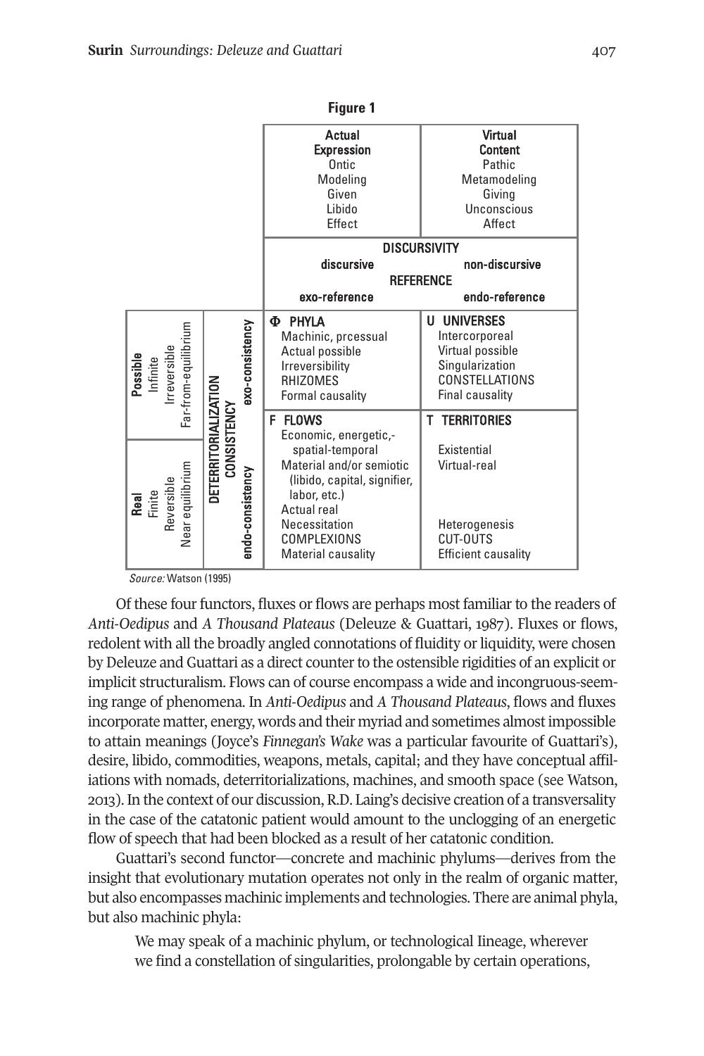**Figure 1**

| | | Actual<br>Expression<br>Ontic<br>Modeling<br>Given<br>Libido<br>Effect | Virtual<br>Content<br>Pathic<br>Metamodeling<br>Giving<br>Unconscious<br>Affect |
|---|---|---|---|
| | | DISCURSIVITY<br>discursive<br>REFERENCE<br>exo-reference | non-discursive<br><br>endo-reference |
| **Possible**<br>Infinite<br>Irreversible<br>Far-from-equilibrium | DETERRITORIALIZATION<br>CONSISTENCY<br>exo-consistency | **Φ PHYLA**<br>Machinic, prcessual<br>Actual possible<br>Irreversibility<br>RHIZOMES<br>Formal causality | **U UNIVERSES**<br>Intercorporeal<br>Virtual possible<br>Singularization<br>CONSTELLATIONS<br>Final causality |
| **Real**<br>Finite<br>Reversible<br>Near equilibrium | endo-consistency | **F FLOWS**<br>Economic, energetic,-spatial-temporal<br>Material and/or semiotic (libido, capital, signifier, labor, etc.)<br>Actual real<br>Necessitation<br>COMPLEXIONS<br>Material causality | **T TERRITORIES**<br>Existential<br>Virtual-real<br><br>Heterogenesis<br>CUT-OUTS<br>Efficient causality |

*Source:* Watson (1995)

Of these four functors, fluxes or flows are perhaps most familiar to the readers of *Anti-Oedipus* and *A Thousand Plateaus* (Deleuze & Guattari, 1987). Fluxes or flows, redolent with all the broadly angled connotations of fluidity or liquidity, were chosen by Deleuze and Guattari as a direct counter to the ostensible rigidities of an explicit or implicit structuralism. Flows can of course encompass a wide and incongruous-seeming range of phenomena. In *Anti-Oedipus* and *A Thousand Plateaus*, flows and fluxes incorporate matter, energy, words and their myriad and sometimes almost impossible to attain meanings (Joyce's *Finnegan's Wake* was a particular favourite of Guattari's), desire, libido, commodities, weapons, metals, capital; and they have conceptual affiliations with nomads, deterritorializations, machines, and smooth space (see Watson, 2013). In the context of our discussion, R.D. Laing's decisive creation of a transversality in the case of the catatonic patient would amount to the unclogging of an energetic flow of speech that had been blocked as a result of her catatonic condition.

Guattari's second functor—concrete and machinic phylums—derives from the insight that evolutionary mutation operates not only in the realm of organic matter, but also encompasses machinic implements and technologies. There are animal phyla, but also machinic phyla:

> We may speak of a machinic phylum, or technological lineage, wherever we find a constellation of singularities, prolongable by certain operations,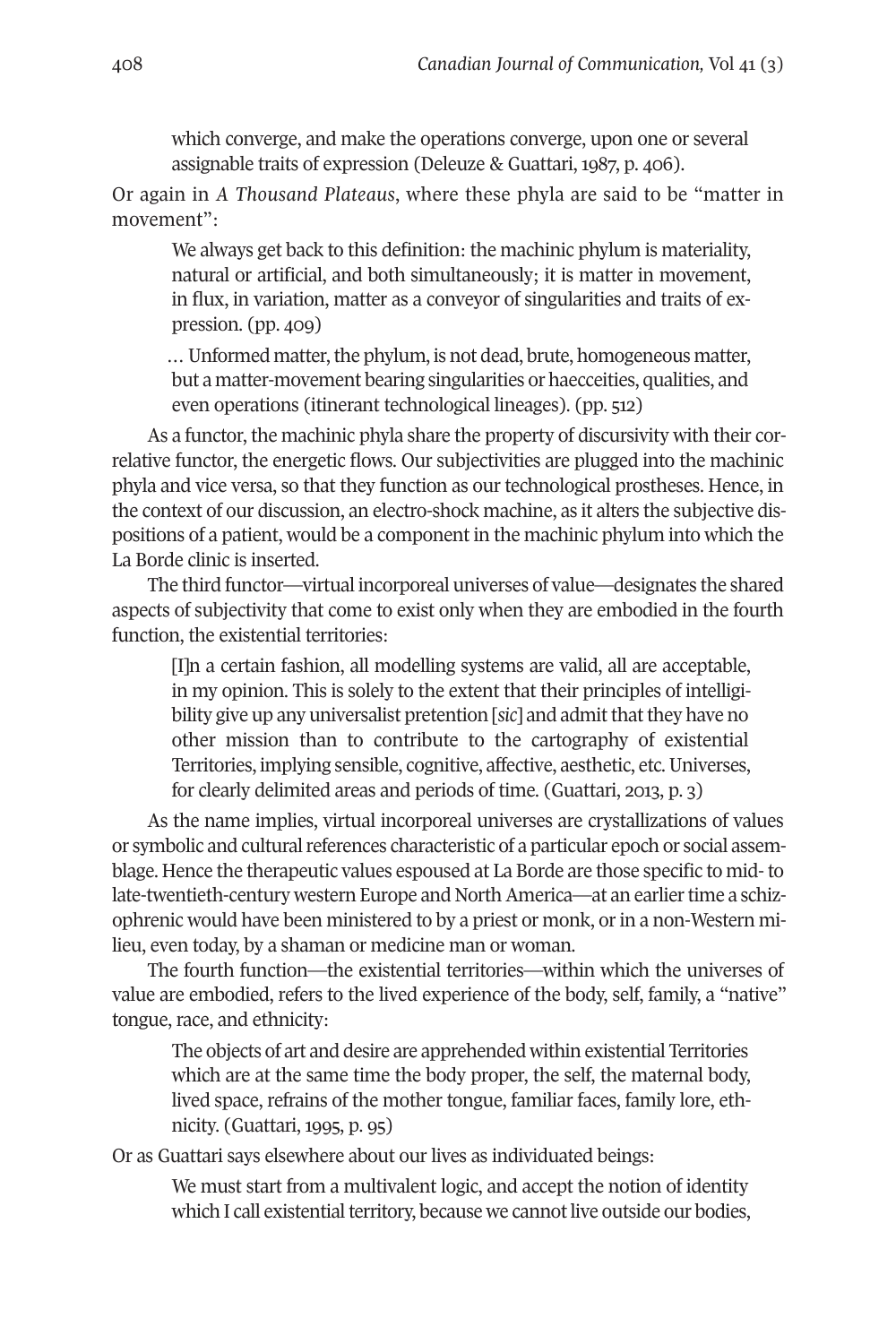> which converge, and make the operations converge, upon one or several assignable traits of expression (Deleuze & Guattari, 1987, p. 406).

Or again in *A Thousand Plateaus*, where these phyla are said to be "matter in movement":

> We always get back to this definition: the machinic phylum is materiality, natural or artificial, and both simultaneously; it is matter in movement, in flux, in variation, matter as a conveyor of singularities and traits of expression. (pp. 409)
>
> … Unformed matter, the phylum, is not dead, brute, homogeneous matter, but a matter-movement bearing singularities or haecceities, qualities, and even operations (itinerant technological lineages). (pp. 512)

As a functor, the machinic phyla share the property of discursivity with their correlative functor, the energetic flows. Our subjectivities are plugged into the machinic phyla and vice versa, so that they function as our technological prostheses. Hence, in the context of our discussion, an electro-shock machine, as it alters the subjective dispositions of a patient, would be a component in the machinic phylum into which the La Borde clinic is inserted.

The third functor—virtual incorporeal universes of value—designates the shared aspects of subjectivity that come to exist only when they are embodied in the fourth function, the existential territories:

> [I]n a certain fashion, all modelling systems are valid, all are acceptable, in my opinion. This is solely to the extent that their principles of intelligibility give up any universalist pretention [*sic*] and admit that they have no other mission than to contribute to the cartography of existential Territories, implying sensible, cognitive, affective, aesthetic, etc. Universes, for clearly delimited areas and periods of time. (Guattari, 2013, p. 3)

As the name implies, virtual incorporeal universes are crystallizations of values or symbolic and cultural references characteristic of a particular epoch or social assemblage. Hence the therapeutic values espoused at La Borde are those specific to mid- to late-twentieth-century western Europe and North America—at an earlier time a schizophrenic would have been ministered to by a priest or monk, or in a non-Western milieu, even today, by a shaman or medicine man or woman.

The fourth function—the existential territories—within which the universes of value are embodied, refers to the lived experience of the body, self, family, a "native" tongue, race, and ethnicity:

> The objects of art and desire are apprehended within existential Territories which are at the same time the body proper, the self, the maternal body, lived space, refrains of the mother tongue, familiar faces, family lore, ethnicity. (Guattari, 1995, p. 95)

Or as Guattari says elsewhere about our lives as individuated beings:

> We must start from a multivalent logic, and accept the notion of identity which I call existential territory, because we cannot live outside our bodies,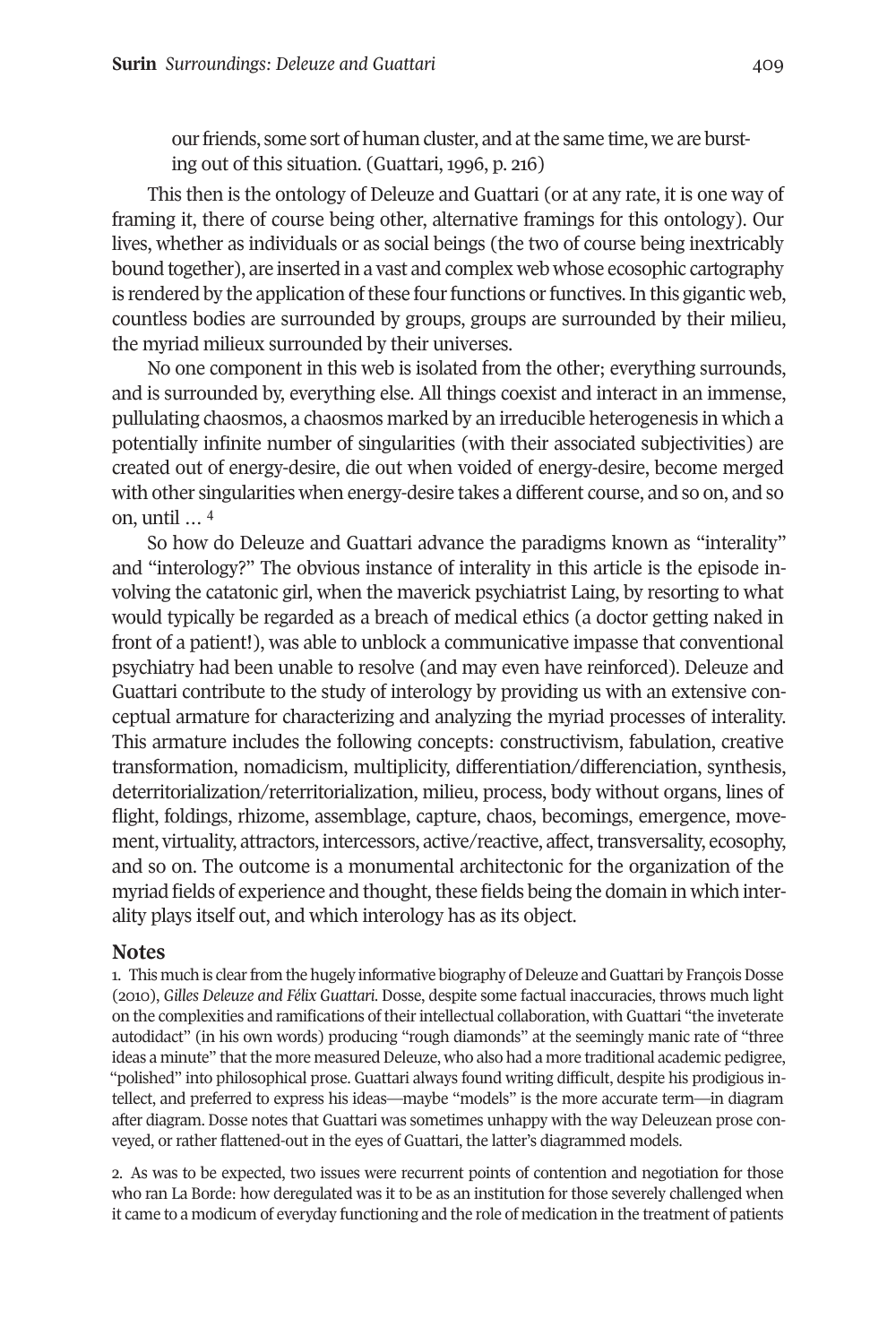our friends, some sort of human cluster, and at the same time, we are bursting out of this situation. (Guattari, 1996, p. 216)

This then is the ontology of Deleuze and Guattari (or at any rate, it is one way of framing it, there of course being other, alternative framings for this ontology). Our lives, whether as individuals or as social beings (the two of course being inextricably bound together), are inserted in a vast and complex web whose ecosophic cartography is rendered by the application of these four functions or functives. In this gigantic web, countless bodies are surrounded by groups, groups are surrounded by their milieu, the myriad milieux surrounded by their universes.

No one component in this web is isolated from the other; everything surrounds, and is surrounded by, everything else. All things coexist and interact in an immense, pullulating chaosmos, a chaosmos marked by an irreducible heterogenesis in which a potentially infinite number of singularities (with their associated subjectivities) are created out of energy-desire, die out when voided of energy-desire, become merged with other singularities when energy-desire takes a different course, and so on, and so on, until … [4]

So how do Deleuze and Guattari advance the paradigms known as "interality" and "interology?" The obvious instance of interality in this article is the episode involving the catatonic girl, when the maverick psychiatrist Laing, by resorting to what would typically be regarded as a breach of medical ethics (a doctor getting naked in front of a patient!), was able to unblock a communicative impasse that conventional psychiatry had been unable to resolve (and may even have reinforced). Deleuze and Guattari contribute to the study of interology by providing us with an extensive conceptual armature for characterizing and analyzing the myriad processes of interality. This armature includes the following concepts: constructivism, fabulation, creative transformation, nomadicism, multiplicity, differentiation/differenciation, synthesis, deterritorialization/reterritorialization, milieu, process, body without organs, lines of flight, foldings, rhizome, assemblage, capture, chaos, becomings, emergence, movement, virtuality, attractors, intercessors, active/reactive, affect, transversality, ecosophy, and so on. The outcome is a monumental architectonic for the organization of the myriad fields of experience and thought, these fields being the domain in which interality plays itself out, and which interology has as its object.

## Notes

1. This much is clear from the hugely informative biography of Deleuze and Guattari by François Dosse (2010), *Gilles Deleuze and Félix Guattari*. Dosse, despite some factual inaccuracies, throws much light on the complexities and ramifications of their intellectual collaboration, with Guattari "the inveterate autodidact" (in his own words) producing "rough diamonds" at the seemingly manic rate of "three ideas a minute" that the more measured Deleuze, who also had a more traditional academic pedigree, "polished" into philosophical prose. Guattari always found writing difficult, despite his prodigious intellect, and preferred to express his ideas—maybe "models" is the more accurate term—in diagram after diagram. Dosse notes that Guattari was sometimes unhappy with the way Deleuzean prose conveyed, or rather flattened-out in the eyes of Guattari, the latter's diagrammed models.

2. As was to be expected, two issues were recurrent points of contention and negotiation for those who ran La Borde: how deregulated was it to be as an institution for those severely challenged when it came to a modicum of everyday functioning and the role of medication in the treatment of patients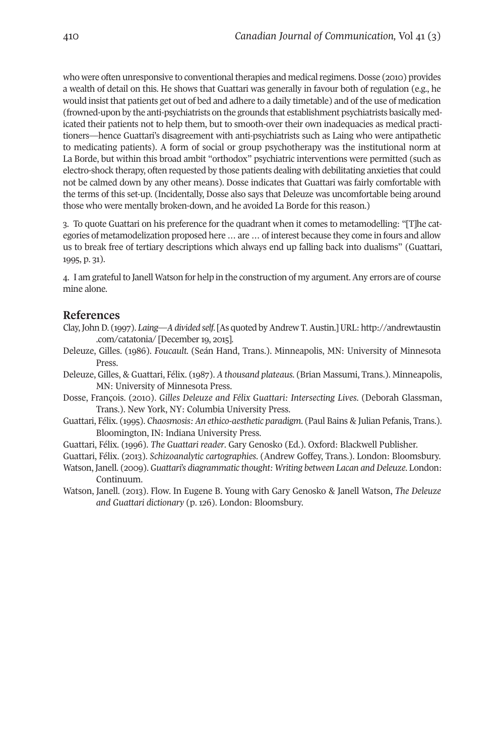who were often unresponsive to conventional therapies and medical regimens. Dosse (2010) provides a wealth of detail on this. He shows that Guattari was generally in favour both of regulation (e.g., he would insist that patients get out of bed and adhere to a daily timetable) and of the use of medication (frowned-upon by the anti-psychiatrists on the grounds that establishment psychiatrists basically medicated their patients not to help them, but to smooth-over their own inadequacies as medical practitioners—hence Guattari's disagreement with anti-psychiatrists such as Laing who were antipathetic to medicating patients). A form of social or group psychotherapy was the institutional norm at La Borde, but within this broad ambit "orthodox" psychiatric interventions were permitted (such as electro-shock therapy, often requested by those patients dealing with debilitating anxieties that could not be calmed down by any other means). Dosse indicates that Guattari was fairly comfortable with the terms of this set-up. (Incidentally, Dosse also says that Deleuze was uncomfortable being around those who were mentally broken-down, and he avoided La Borde for this reason.)

3. To quote Guattari on his preference for the quadrant when it comes to metamodelling: "[T]he categories of metamodelization proposed here … are … of interest because they come in fours and allow us to break free of tertiary descriptions which always end up falling back into dualisms" (Guattari, 1995, p. 31).

4. I am grateful to Janell Watson for help in the construction of my argument. Any errors are of course mine alone.

## References

Clay, John D. (1997). *Laing—A divided self.* [As quoted by Andrew T. Austin.] URL: http://andrewtaustin.com/catatonia/ [December 19, 2015].

Deleuze, Gilles. (1986). *Foucault.* (Seán Hand, Trans.). Minneapolis, MN: University of Minnesota Press.

Deleuze, Gilles, & Guattari, Félix. (1987). *A thousand plateaus.* (Brian Massumi, Trans.). Minneapolis, MN: University of Minnesota Press.

Dosse, François. (2010). *Gilles Deleuze and Félix Guattari: Intersecting Lives*. (Deborah Glassman, Trans.). New York, NY: Columbia University Press.

Guattari, Félix. (1995). *Chaosmosis: An ethico-aesthetic paradigm.* (Paul Bains & Julian Pefanis, Trans.). Bloomington, IN: Indiana University Press.

Guattari, Félix. (1996). *The Guattari reader*. Gary Genosko (Ed.). Oxford: Blackwell Publisher.

Guattari, Félix. (2013). *Schizoanalytic cartographies.* (Andrew Goffey, Trans.). London: Bloomsbury.

Watson, Janell. (2009). *Guattari's diagrammatic thought: Writing between Lacan and Deleuze.* London: Continuum.

Watson, Janell. (2013). Flow. In Eugene B. Young with Gary Genosko & Janell Watson, *The Deleuze and Guattari dictionary* (p. 126). London: Bloomsbury.